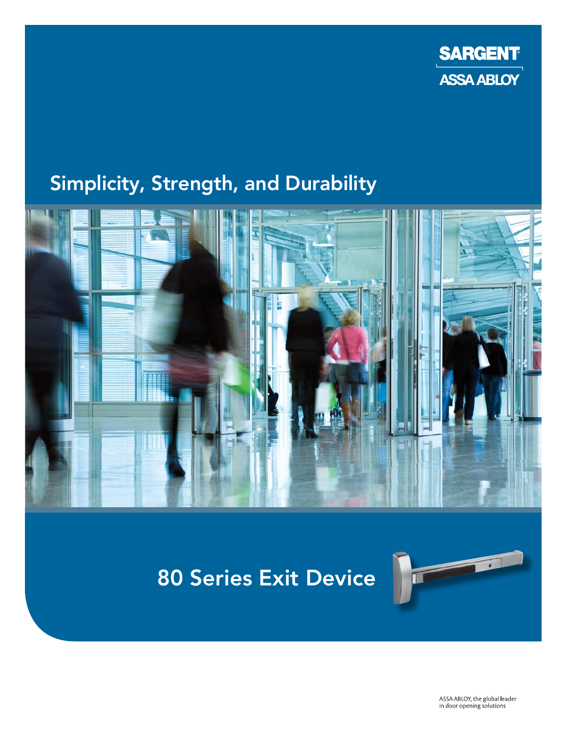SARGENT

ASSA ABLOY

## Simplicity, Strength, and Durability

# 80 Series Exit Device

ASSA ABLOY, the global leader in door opening solutions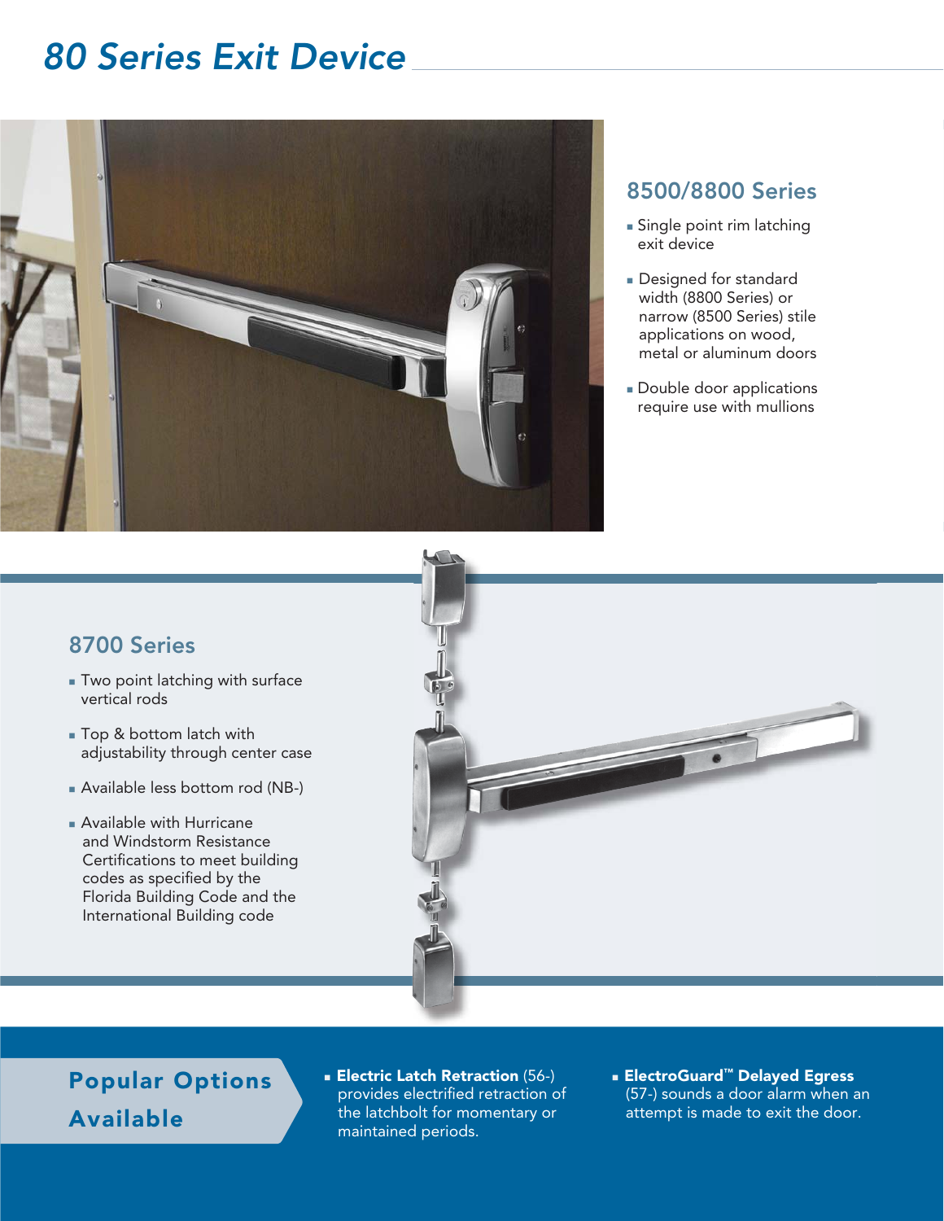# 80 Series Exit Device

## 8500/8800 Series

- Single point rim latching exit device
- Designed for standard width (8800 Series) or narrow (8500 Series) stile applications on wood, metal or aluminum doors
- Double door applications require use with mullions

## 8700 Series

- Two point latching with surface vertical rods
- Top & bottom latch with adjustability through center case
- Available less bottom rod (NB-)
- Available with Hurricane and Windstorm Resistance Certifications to meet building codes as specified by the Florida Building Code and the International Building code

## Popular Options Available

- **Electric Latch Retraction** (56-) provides electrified retraction of the latchbolt for momentary or maintained periods.
- **ElectroGuard™ Delayed Egress** (57-) sounds a door alarm when an attempt is made to exit the door.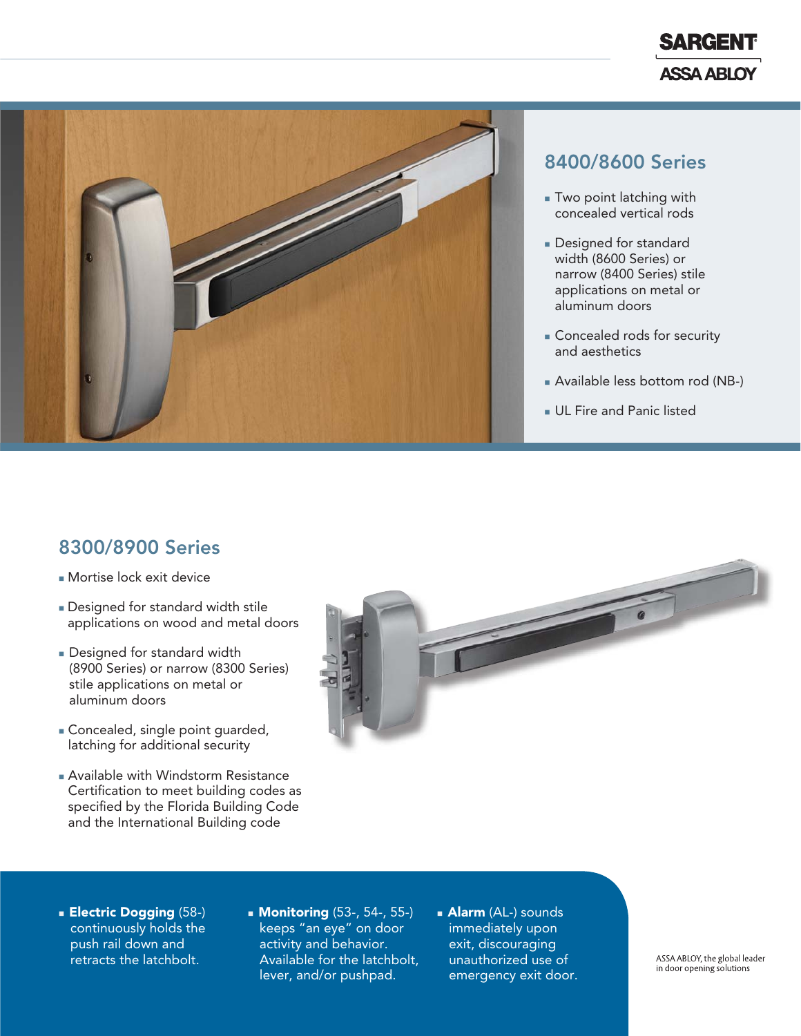SARGENT
ASSA ABLOY

## 8400/8600 Series

- Two point latching with concealed vertical rods
- Designed for standard width (8600 Series) or narrow (8400 Series) stile applications on metal or aluminum doors
- Concealed rods for security and aesthetics
- Available less bottom rod (NB-)
- UL Fire and Panic listed

## 8300/8900 Series

- Mortise lock exit device
- Designed for standard width stile applications on wood and metal doors
- Designed for standard width (8900 Series) or narrow (8300 Series) stile applications on metal or aluminum doors
- Concealed, single point guarded, latching for additional security
- Available with Windstorm Resistance Certification to meet building codes as specified by the Florida Building Code and the International Building code

- **Electric Dogging** (58-) continuously holds the push rail down and retracts the latchbolt.
- **Monitoring** (53-, 54-, 55-) keeps "an eye" on door activity and behavior. Available for the latchbolt, lever, and/or pushpad.
- **Alarm** (AL-) sounds immediately upon exit, discouraging unauthorized use of emergency exit door.

ASSA ABLOY, the global leader in door opening solutions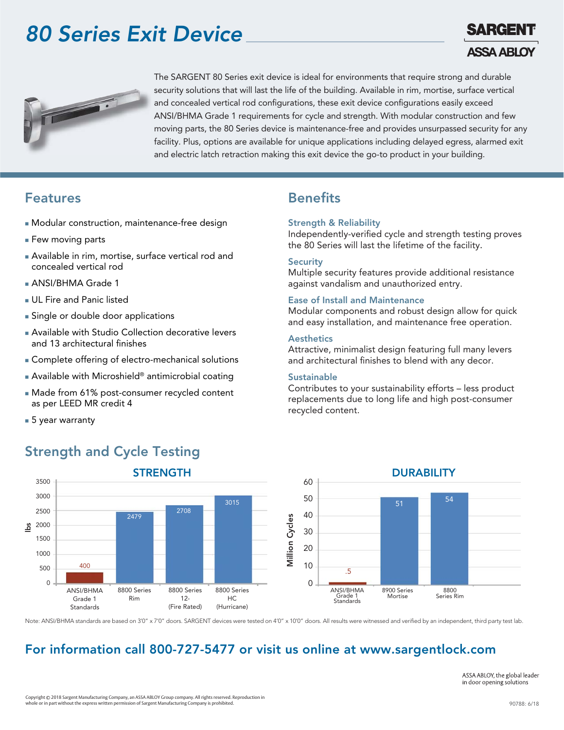# 80 Series Exit Device

SARGENT
ASSA ABLOY

The SARGENT 80 Series exit device is ideal for environments that require strong and durable security solutions that will last the life of the building. Available in rim, mortise, surface vertical and concealed vertical rod configurations, these exit device configurations easily exceed ANSI/BHMA Grade 1 requirements for cycle and strength. With modular construction and few moving parts, the 80 Series device is maintenance-free and provides unsurpassed security for any facility. Plus, options are available for unique applications including delayed egress, alarmed exit and electric latch retraction making this exit device the go-to product in your building.

## Features

- Modular construction, maintenance-free design
- Few moving parts
- Available in rim, mortise, surface vertical rod and concealed vertical rod
- ANSI/BHMA Grade 1
- UL Fire and Panic listed
- Single or double door applications
- Available with Studio Collection decorative levers and 13 architectural finishes
- Complete offering of electro-mechanical solutions
- Available with Microshield® antimicrobial coating
- Made from 61% post-consumer recycled content as per LEED MR credit 4
- 5 year warranty

## Benefits

### Strength & Reliability
Independently-verified cycle and strength testing proves the 80 Series will last the lifetime of the facility.

### Security
Multiple security features provide additional resistance against vandalism and unauthorized entry.

### Ease of Install and Maintenance
Modular components and robust design allow for quick and easy installation, and maintenance free operation.

### Aesthetics
Attractive, minimalist design featuring full many levers and architectural finishes to blend with any decor.

### Sustainable
Contributes to your sustainability efforts – less product replacements due to long life and high post-consumer recycled content.

## Strength and Cycle Testing

STRENGTH

lbs
3500
3000
2500
2000
1500
1000
500
0

400 — ANSI/BHMA Grade 1 Standards
2479 — 8800 Series Rim
2708 — 8800 Series 12- (Fire Rated)
3015 — 8800 Series HC (Hurricane)

DURABILITY

Million Cycles
60
50
40
30
20
10
0

.5 — ANSI/BHMA Grade 1 Standards
51 — 8900 Series Mortise
54 — 8800 Series Rim

Note: ANSI/BHMA standards are based on 3'0" x 7'0" doors. SARGENT devices were tested on 4'0" x 10'0" doors. All results were witnessed and verified by an independent, third party test lab.

## For information call 800-727-5477 or visit us online at www.sargentlock.com

ASSA ABLOY, the global leader in door opening solutions

Copyright © 2018 Sargent Manufacturing Company, an ASSA ABLOY Group company. All rights reserved. Reproduction in whole or in part without the express written permission of Sargent Manufacturing Company is prohibited.

90788: 6/18